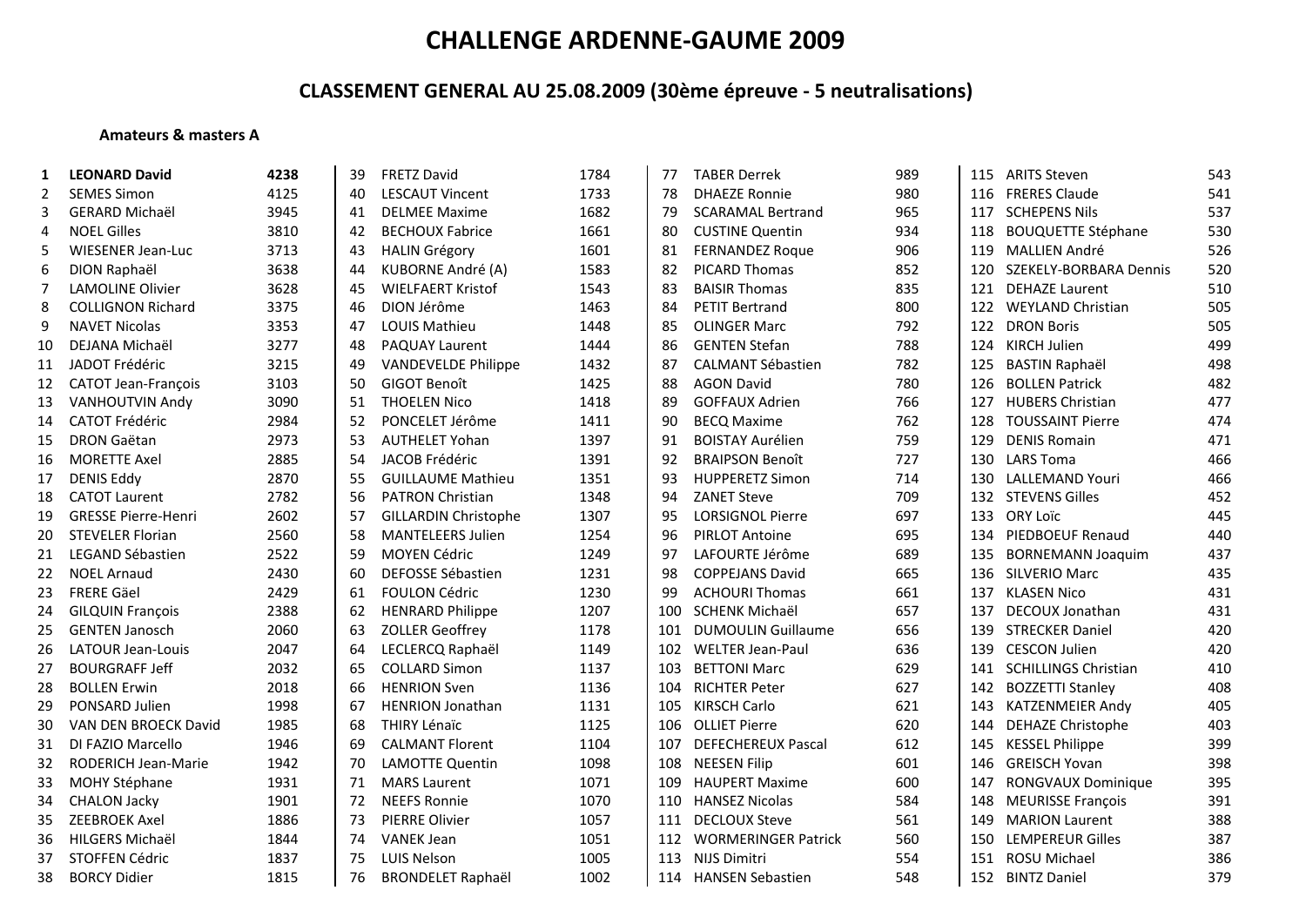# CHALLENGE ARDENNE-GAUME 2009

## CLASSEMENT GENERAL AU 25.08.2009 (30ème épreuve - 5 neutralisations)

### Amateurs & masters A

| Rang | Nom | Points |
|---|---|---|
| **1** | **LEONARD David** | **4238** |
| 2 | SEMES Simon | 4125 |
| 3 | GERARD Michaël | 3945 |
| 4 | NOEL Gilles | 3810 |
| 5 | WIESENER Jean-Luc | 3713 |
| 6 | DION Raphaël | 3638 |
| 7 | LAMOLINE Olivier | 3628 |
| 8 | COLLIGNON Richard | 3375 |
| 9 | NAVET Nicolas | 3353 |
| 10 | DEJANA Michaël | 3277 |
| 11 | JADOT Frédéric | 3215 |
| 12 | CATOT Jean-François | 3103 |
| 13 | VANHOUTVIN Andy | 3090 |
| 14 | CATOT Frédéric | 2984 |
| 15 | DRON Gaëtan | 2973 |
| 16 | MORETTE Axel | 2885 |
| 17 | DENIS Eddy | 2870 |
| 18 | CATOT Laurent | 2782 |
| 19 | GRESSE Pierre-Henri | 2602 |
| 20 | STEVELER Florian | 2560 |
| 21 | LEGAND Sébastien | 2522 |
| 22 | NOEL Arnaud | 2430 |
| 23 | FRERE Gäel | 2429 |
| 24 | GILQUIN François | 2388 |
| 25 | GENTEN Janosch | 2060 |
| 26 | LATOUR Jean-Louis | 2047 |
| 27 | BOURGRAFF Jeff | 2032 |
| 28 | BOLLEN Erwin | 2018 |
| 29 | PONSARD Julien | 1998 |
| 30 | VAN DEN BROECK David | 1985 |
| 31 | DI FAZIO Marcello | 1946 |
| 32 | RODERICH Jean-Marie | 1942 |
| 33 | MOHY Stéphane | 1931 |
| 34 | CHALON Jacky | 1901 |
| 35 | ZEEBROEK Axel | 1886 |
| 36 | HILGERS Michaël | 1844 |
| 37 | STOFFEN Cédric | 1837 |
| 38 | BORCY Didier | 1815 |
| 39 | FRETZ David | 1784 |
| 40 | LESCAUT Vincent | 1733 |
| 41 | DELMEE Maxime | 1682 |
| 42 | BECHOUX Fabrice | 1661 |
| 43 | HALIN Grégory | 1601 |
| 44 | KUBORNE André (A) | 1583 |
| 45 | WIELFAERT Kristof | 1543 |
| 46 | DION Jérôme | 1463 |
| 47 | LOUIS Mathieu | 1448 |
| 48 | PAQUAY Laurent | 1444 |
| 49 | VANDEVELDE Philippe | 1432 |
| 50 | GIGOT Benoît | 1425 |
| 51 | THOELEN Nico | 1418 |
| 52 | PONCELET Jérôme | 1411 |
| 53 | AUTHELET Yohan | 1397 |
| 54 | JACOB Frédéric | 1391 |
| 55 | GUILLAUME Mathieu | 1351 |
| 56 | PATRON Christian | 1348 |
| 57 | GILLARDIN Christophe | 1307 |
| 58 | MANTELEERS Julien | 1254 |
| 59 | MOYEN Cédric | 1249 |
| 60 | DEFOSSE Sébastien | 1231 |
| 61 | FOULON Cédric | 1230 |
| 62 | HENRARD Philippe | 1207 |
| 63 | ZOLLER Geoffrey | 1178 |
| 64 | LECLERCQ Raphaël | 1149 |
| 65 | COLLARD Simon | 1137 |
| 66 | HENRION Sven | 1136 |
| 67 | HENRION Jonathan | 1131 |
| 68 | THIRY Lénaïc | 1125 |
| 69 | CALMANT Florent | 1104 |
| 70 | LAMOTTE Quentin | 1098 |
| 71 | MARS Laurent | 1071 |
| 72 | NEEFS Ronnie | 1070 |
| 73 | PIERRE Olivier | 1057 |
| 74 | VANEK Jean | 1051 |
| 75 | LUIS Nelson | 1005 |
| 76 | BRONDELET Raphaël | 1002 |
| 77 | TABER Derrek | 989 |
| 78 | DHAEZE Ronnie | 980 |
| 79 | SCARAMAL Bertrand | 965 |
| 80 | CUSTINE Quentin | 934 |
| 81 | FERNANDEZ Roque | 906 |
| 82 | PICARD Thomas | 852 |
| 83 | BAISIR Thomas | 835 |
| 84 | PETIT Bertrand | 800 |
| 85 | OLINGER Marc | 792 |
| 86 | GENTEN Stefan | 788 |
| 87 | CALMANT Sébastien | 782 |
| 88 | AGON David | 780 |
| 89 | GOFFAUX Adrien | 766 |
| 90 | BECQ Maxime | 762 |
| 91 | BOISTAY Aurélien | 759 |
| 92 | BRAIPSON Benoît | 727 |
| 93 | HUPPERETZ Simon | 714 |
| 94 | ZANET Steve | 709 |
| 95 | LORSIGNOL Pierre | 697 |
| 96 | PIRLOT Antoine | 695 |
| 97 | LAFOURTE Jérôme | 689 |
| 98 | COPPEJANS David | 665 |
| 99 | ACHOURI Thomas | 661 |
| 100 | SCHENK Michaël | 657 |
| 101 | DUMOULIN Guillaume | 656 |
| 102 | WELTER Jean-Paul | 636 |
| 103 | BETTONI Marc | 629 |
| 104 | RICHTER Peter | 627 |
| 105 | KIRSCH Carlo | 621 |
| 106 | OLLIET Pierre | 620 |
| 107 | DEFECHEREUX Pascal | 612 |
| 108 | NEESEN Filip | 601 |
| 109 | HAUPERT Maxime | 600 |
| 110 | HANSEZ Nicolas | 584 |
| 111 | DECLOUX Steve | 561 |
| 112 | WORMERINGER Patrick | 560 |
| 113 | NIJS Dimitri | 554 |
| 114 | HANSEN Sebastien | 548 |
| 115 | ARITS Steven | 543 |
| 116 | FRERES Claude | 541 |
| 117 | SCHEPENS Nils | 537 |
| 118 | BOUQUETTE Stéphane | 530 |
| 119 | MALLIEN André | 526 |
| 120 | SZEKELY-BORBARA Dennis | 520 |
| 121 | DEHAZE Laurent | 510 |
| 122 | WEYLAND Christian | 505 |
| 122 | DRON Boris | 505 |
| 124 | KIRCH Julien | 499 |
| 125 | BASTIN Raphaël | 498 |
| 126 | BOLLEN Patrick | 482 |
| 127 | HUBERS Christian | 477 |
| 128 | TOUSSAINT Pierre | 474 |
| 129 | DENIS Romain | 471 |
| 130 | LARS Toma | 466 |
| 130 | LALLEMAND Youri | 466 |
| 132 | STEVENS Gilles | 452 |
| 133 | ORY Loïc | 445 |
| 134 | PIEDBOEUF Renaud | 440 |
| 135 | BORNEMANN Joaquim | 437 |
| 136 | SILVERIO Marc | 435 |
| 137 | KLASEN Nico | 431 |
| 137 | DECOUX Jonathan | 431 |
| 139 | STRECKER Daniel | 420 |
| 139 | CESCON Julien | 420 |
| 141 | SCHILLINGS Christian | 410 |
| 142 | BOZZETTI Stanley | 408 |
| 143 | KATZENMEIER Andy | 405 |
| 144 | DEHAZE Christophe | 403 |
| 145 | KESSEL Philippe | 399 |
| 146 | GREISCH Yovan | 398 |
| 147 | RONGVAUX Dominique | 395 |
| 148 | MEURISSE François | 391 |
| 149 | MARION Laurent | 388 |
| 150 | LEMPEREUR Gilles | 387 |
| 151 | ROSU Michael | 386 |
| 152 | BINTZ Daniel | 379 |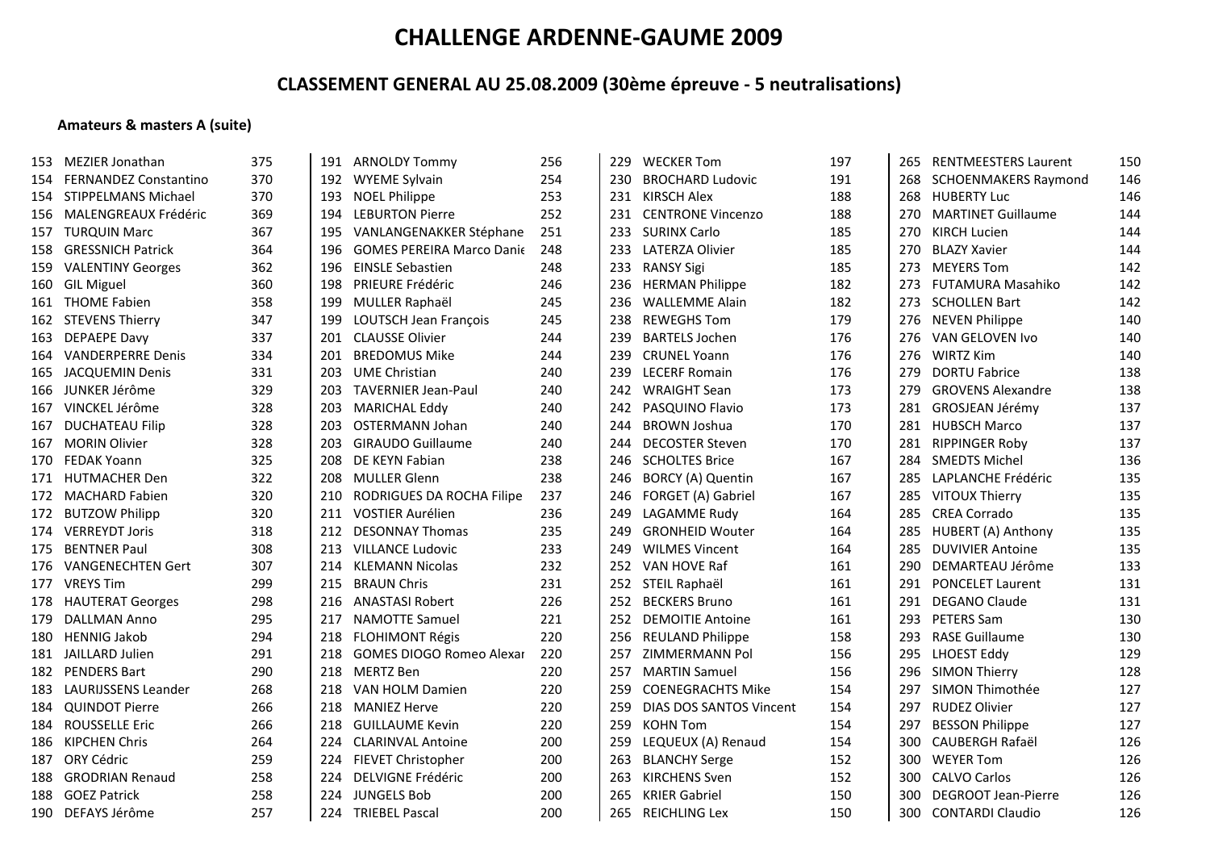# CHALLENGE ARDENNE-GAUME 2009

## CLASSEMENT GENERAL AU 25.08.2009 (30ème épreuve - 5 neutralisations)

**Amateurs & masters A (suite)**

| Rang | Nom | Points |
|---|---|---|
| 153 | MEZIER Jonathan | 375 |
| 154 | FERNANDEZ Constantino | 370 |
| 154 | STIPPELMANS Michael | 370 |
| 156 | MALENGREAUX Frédéric | 369 |
| 157 | TURQUIN Marc | 367 |
| 158 | GRESSNICH Patrick | 364 |
| 159 | VALENTINY Georges | 362 |
| 160 | GIL Miguel | 360 |
| 161 | THOME Fabien | 358 |
| 162 | STEVENS Thierry | 347 |
| 163 | DEPAEPE Davy | 337 |
| 164 | VANDERPERRE Denis | 334 |
| 165 | JACQUEMIN Denis | 331 |
| 166 | JUNKER Jérôme | 329 |
| 167 | VINCKEL Jérôme | 328 |
| 167 | DUCHATEAU Filip | 328 |
| 167 | MORIN Olivier | 328 |
| 170 | FEDAK Yoann | 325 |
| 171 | HUTMACHER Den | 322 |
| 172 | MACHARD Fabien | 320 |
| 172 | BUTZOW Philipp | 320 |
| 174 | VERREYDT Joris | 318 |
| 175 | BENTNER Paul | 308 |
| 176 | VANGENECHTEN Gert | 307 |
| 177 | VREYS Tim | 299 |
| 178 | HAUTERAT Georges | 298 |
| 179 | DALLMAN Anno | 295 |
| 180 | HENNIG Jakob | 294 |
| 181 | JAILLARD Julien | 291 |
| 182 | PENDERS Bart | 290 |
| 183 | LAURIJSSENS Leander | 268 |
| 184 | QUINDOT Pierre | 266 |
| 184 | ROUSSELLE Eric | 266 |
| 186 | KIPCHEN Chris | 264 |
| 187 | ORY Cédric | 259 |
| 188 | GRODRIAN Renaud | 258 |
| 188 | GOEZ Patrick | 258 |
| 190 | DEFAYS Jérôme | 257 |
| 191 | ARNOLDY Tommy | 256 |
| 192 | WYEME Sylvain | 254 |
| 193 | NOEL Philippe | 253 |
| 194 | LEBURTON Pierre | 252 |
| 195 | VANLANGENAKKER Stéphane | 251 |
| 196 | GOMES PEREIRA Marco Danie | 248 |
| 196 | EINSLE Sebastien | 248 |
| 198 | PRIEURE Frédéric | 246 |
| 199 | MULLER Raphaël | 245 |
| 199 | LOUTSCH Jean François | 245 |
| 201 | CLAUSSE Olivier | 244 |
| 201 | BREDOMUS Mike | 244 |
| 203 | UME Christian | 240 |
| 203 | TAVERNIER Jean-Paul | 240 |
| 203 | MARICHAL Eddy | 240 |
| 203 | OSTERMANN Johan | 240 |
| 203 | GIRAUDO Guillaume | 240 |
| 208 | DE KEYN Fabian | 238 |
| 208 | MULLER Glenn | 238 |
| 210 | RODRIGUES DA ROCHA Filipe | 237 |
| 211 | VOSTIER Aurélien | 236 |
| 212 | DESONNAY Thomas | 235 |
| 213 | VILLANCE Ludovic | 233 |
| 214 | KLEMANN Nicolas | 232 |
| 215 | BRAUN Chris | 231 |
| 216 | ANASTASI Robert | 226 |
| 217 | NAMOTTE Samuel | 221 |
| 218 | FLOHIMONT Régis | 220 |
| 218 | GOMES DIOGO Romeo Alexar | 220 |
| 218 | MERTZ Ben | 220 |
| 218 | VAN HOLM Damien | 220 |
| 218 | MANIEZ Herve | 220 |
| 218 | GUILLAUME Kevin | 220 |
| 224 | CLARINVAL Antoine | 200 |
| 224 | FIEVET Christopher | 200 |
| 224 | DELVIGNE Frédéric | 200 |
| 224 | JUNGELS Bob | 200 |
| 224 | TRIEBEL Pascal | 200 |
| 229 | WECKER Tom | 197 |
| 230 | BROCHARD Ludovic | 191 |
| 231 | KIRSCH Alex | 188 |
| 231 | CENTRONE Vincenzo | 188 |
| 233 | SURINX Carlo | 185 |
| 233 | LATERZA Olivier | 185 |
| 233 | RANSY Sigi | 185 |
| 236 | HERMAN Philippe | 182 |
| 236 | WALLEMME Alain | 182 |
| 238 | REWEGHS Tom | 179 |
| 239 | BARTELS Jochen | 176 |
| 239 | CRUNEL Yoann | 176 |
| 239 | LECERF Romain | 176 |
| 242 | WRAIGHT Sean | 173 |
| 242 | PASQUINO Flavio | 173 |
| 244 | BROWN Joshua | 170 |
| 244 | DECOSTER Steven | 170 |
| 246 | SCHOLTES Brice | 167 |
| 246 | BORCY (A) Quentin | 167 |
| 246 | FORGET (A) Gabriel | 167 |
| 249 | LAGAMME Rudy | 164 |
| 249 | GRONHEID Wouter | 164 |
| 249 | WILMES Vincent | 164 |
| 252 | VAN HOVE Raf | 161 |
| 252 | STEIL Raphaël | 161 |
| 252 | BECKERS Bruno | 161 |
| 252 | DEMOITIE Antoine | 161 |
| 256 | REULAND Philippe | 158 |
| 257 | ZIMMERMANN Pol | 156 |
| 257 | MARTIN Samuel | 156 |
| 259 | COENEGRACHTS Mike | 154 |
| 259 | DIAS DOS SANTOS Vincent | 154 |
| 259 | KOHN Tom | 154 |
| 259 | LEQUEUX (A) Renaud | 154 |
| 263 | BLANCHY Serge | 152 |
| 263 | KIRCHENS Sven | 152 |
| 265 | KRIER Gabriel | 150 |
| 265 | REICHLING Lex | 150 |
| 265 | RENTMEESTERS Laurent | 150 |
| 268 | SCHOENMAKERS Raymond | 146 |
| 268 | HUBERTY Luc | 146 |
| 270 | MARTINET Guillaume | 144 |
| 270 | KIRCH Lucien | 144 |
| 270 | BLAZY Xavier | 144 |
| 273 | MEYERS Tom | 142 |
| 273 | FUTAMURA Masahiko | 142 |
| 273 | SCHOLLEN Bart | 142 |
| 276 | NEVEN Philippe | 140 |
| 276 | VAN GELOVEN Ivo | 140 |
| 276 | WIRTZ Kim | 140 |
| 279 | DORTU Fabrice | 138 |
| 279 | GROVENS Alexandre | 138 |
| 281 | GROSJEAN Jérémy | 137 |
| 281 | HUBSCH Marco | 137 |
| 281 | RIPPINGER Roby | 137 |
| 284 | SMEDTS Michel | 136 |
| 285 | LAPLANCHE Frédéric | 135 |
| 285 | VITOUX Thierry | 135 |
| 285 | CREA Corrado | 135 |
| 285 | HUBERT (A) Anthony | 135 |
| 285 | DUVIVIER Antoine | 135 |
| 290 | DEMARTEAU Jérôme | 133 |
| 291 | PONCELET Laurent | 131 |
| 291 | DEGANO Claude | 131 |
| 293 | PETERS Sam | 130 |
| 293 | RASE Guillaume | 130 |
| 295 | LHOEST Eddy | 129 |
| 296 | SIMON Thierry | 128 |
| 297 | SIMON Thimothée | 127 |
| 297 | RUDEZ Olivier | 127 |
| 297 | BESSON Philippe | 127 |
| 300 | CAUBERGH Rafaël | 126 |
| 300 | WEYER Tom | 126 |
| 300 | CALVO Carlos | 126 |
| 300 | DEGROOT Jean-Pierre | 126 |
| 300 | CONTARDI Claudio | 126 |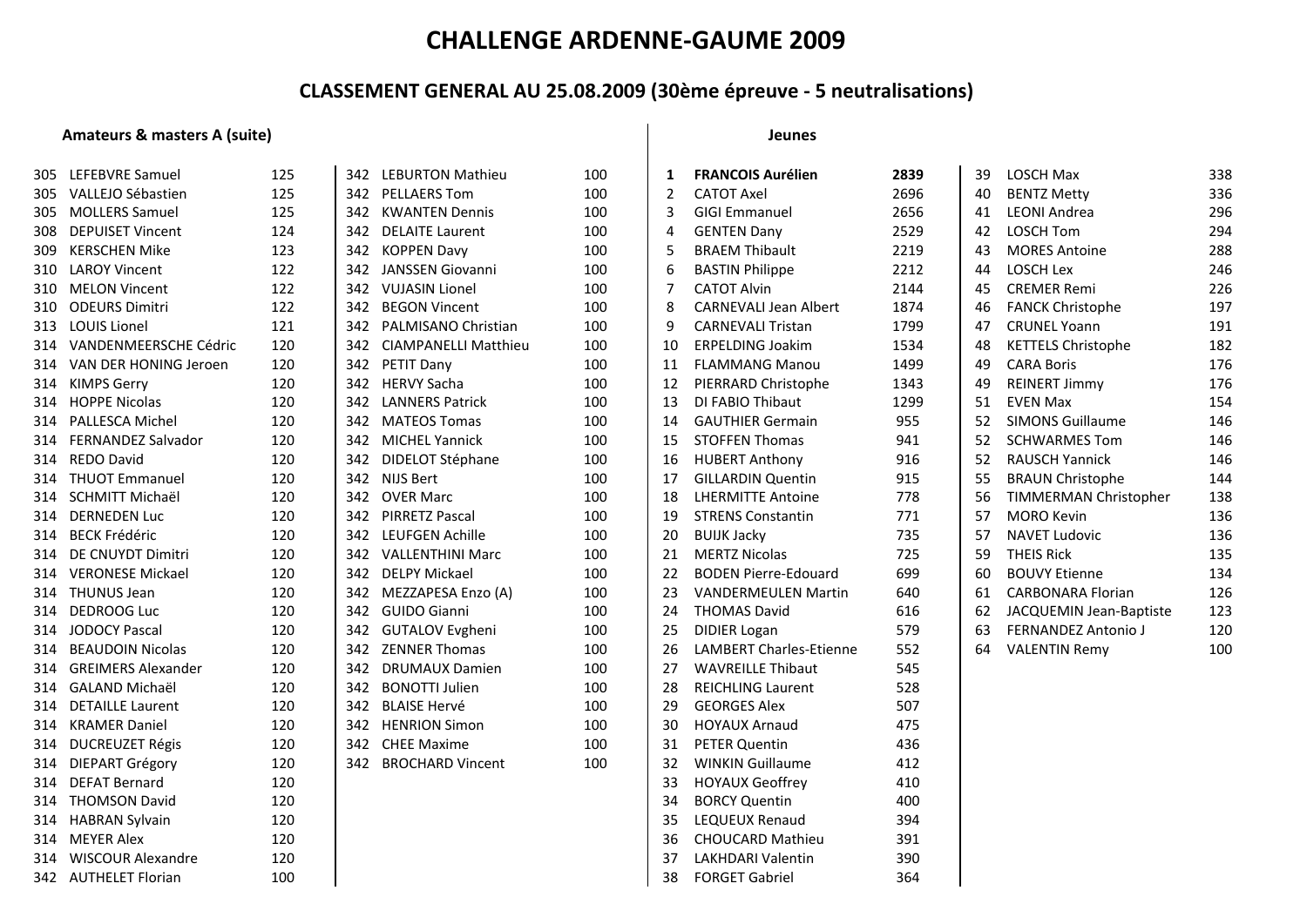# CHALLENGE ARDENNE-GAUME 2009

## CLASSEMENT GENERAL AU 25.08.2009 (30ème épreuve - 5 neutralisations)

### Amateurs & masters A (suite)

| Place | Nom | Points |
|---|---|---|
| 305 | LEFEBVRE Samuel | 125 |
| 305 | VALLEJO Sébastien | 125 |
| 305 | MOLLERS Samuel | 125 |
| 308 | DEPUISET Vincent | 124 |
| 309 | KERSCHEN Mike | 123 |
| 310 | LAROY Vincent | 122 |
| 310 | MELON Vincent | 122 |
| 310 | ODEURS Dimitri | 122 |
| 313 | LOUIS Lionel | 121 |
| 314 | VANDENMEERSCHE Cédric | 120 |
| 314 | VAN DER HONING Jeroen | 120 |
| 314 | KIMPS Gerry | 120 |
| 314 | HOPPE Nicolas | 120 |
| 314 | PALLESCA Michel | 120 |
| 314 | FERNANDEZ Salvador | 120 |
| 314 | REDO David | 120 |
| 314 | THUOT Emmanuel | 120 |
| 314 | SCHMITT Michaël | 120 |
| 314 | DERNEDEN Luc | 120 |
| 314 | BECK Frédéric | 120 |
| 314 | DE CNUYDT Dimitri | 120 |
| 314 | VERONESE Mickael | 120 |
| 314 | THUNUS Jean | 120 |
| 314 | DEDROOG Luc | 120 |
| 314 | JODOCY Pascal | 120 |
| 314 | BEAUDOIN Nicolas | 120 |
| 314 | GREIMERS Alexander | 120 |
| 314 | GALAND Michaël | 120 |
| 314 | DETAILLE Laurent | 120 |
| 314 | KRAMER Daniel | 120 |
| 314 | DUCREUZET Régis | 120 |
| 314 | DIEPART Grégory | 120 |
| 314 | DEFAT Bernard | 120 |
| 314 | THOMSON David | 120 |
| 314 | HABRAN Sylvain | 120 |
| 314 | MEYER Alex | 120 |
| 314 | WISCOUR Alexandre | 120 |
| 342 | AUTHELET Florian | 100 |
| 342 | LEBURTON Mathieu | 100 |
| 342 | PELLAERS Tom | 100 |
| 342 | KWANTEN Dennis | 100 |
| 342 | DELAITE Laurent | 100 |
| 342 | KOPPEN Davy | 100 |
| 342 | JANSSEN Giovanni | 100 |
| 342 | VUJASIN Lionel | 100 |
| 342 | BEGON Vincent | 100 |
| 342 | PALMISANO Christian | 100 |
| 342 | CIAMPANELLI Matthieu | 100 |
| 342 | PETIT Dany | 100 |
| 342 | HERVY Sacha | 100 |
| 342 | LANNERS Patrick | 100 |
| 342 | MATEOS Tomas | 100 |
| 342 | MICHEL Yannick | 100 |
| 342 | DIDELOT Stéphane | 100 |
| 342 | NIJS Bert | 100 |
| 342 | OVER Marc | 100 |
| 342 | PIRRETZ Pascal | 100 |
| 342 | LEUFGEN Achille | 100 |
| 342 | VALLENTHINI Marc | 100 |
| 342 | DELPY Mickael | 100 |
| 342 | MEZZAPESA Enzo (A) | 100 |
| 342 | GUIDO Gianni | 100 |
| 342 | GUTALOV Evgheni | 100 |
| 342 | ZENNER Thomas | 100 |
| 342 | DRUMAUX Damien | 100 |
| 342 | BONOTTI Julien | 100 |
| 342 | BLAISE Hervé | 100 |
| 342 | HENRION Simon | 100 |
| 342 | CHEE Maxime | 100 |
| 342 | BROCHARD Vincent | 100 |

### Jeunes

| Place | Nom | Points |
|---|---|---|
| **1** | **FRANCOIS Aurélien** | **2839** |
| 2 | CATOT Axel | 2696 |
| 3 | GIGI Emmanuel | 2656 |
| 4 | GENTEN Dany | 2529 |
| 5 | BRAEM Thibault | 2219 |
| 6 | BASTIN Philippe | 2212 |
| 7 | CATOT Alvin | 2144 |
| 8 | CARNEVALI Jean Albert | 1874 |
| 9 | CARNEVALI Tristan | 1799 |
| 10 | ERPELDING Joakim | 1534 |
| 11 | FLAMMANG Manou | 1499 |
| 12 | PIERRARD Christophe | 1343 |
| 13 | DI FABIO Thibaut | 1299 |
| 14 | GAUTHIER Germain | 955 |
| 15 | STOFFEN Thomas | 941 |
| 16 | HUBERT Anthony | 916 |
| 17 | GILLARDIN Quentin | 915 |
| 18 | LHERMITTE Antoine | 778 |
| 19 | STRENS Constantin | 771 |
| 20 | BUIJK Jacky | 735 |
| 21 | MERTZ Nicolas | 725 |
| 22 | BODEN Pierre-Edouard | 699 |
| 23 | VANDERMEULEN Martin | 640 |
| 24 | THOMAS David | 616 |
| 25 | DIDIER Logan | 579 |
| 26 | LAMBERT Charles-Etienne | 552 |
| 27 | WAVREILLE Thibaut | 545 |
| 28 | REICHLING Laurent | 528 |
| 29 | GEORGES Alex | 507 |
| 30 | HOYAUX Arnaud | 475 |
| 31 | PETER Quentin | 436 |
| 32 | WINKIN Guillaume | 412 |
| 33 | HOYAUX Geoffrey | 410 |
| 34 | BORCY Quentin | 400 |
| 35 | LEQUEUX Renaud | 394 |
| 36 | CHOUCARD Mathieu | 391 |
| 37 | LAKHDARI Valentin | 390 |
| 38 | FORGET Gabriel | 364 |
| 39 | LOSCH Max | 338 |
| 40 | BENTZ Metty | 336 |
| 41 | LEONI Andrea | 296 |
| 42 | LOSCH Tom | 294 |
| 43 | MORES Antoine | 288 |
| 44 | LOSCH Lex | 246 |
| 45 | CREMER Remi | 226 |
| 46 | FANCK Christophe | 197 |
| 47 | CRUNEL Yoann | 191 |
| 48 | KETTELS Christophe | 182 |
| 49 | CARA Boris | 176 |
| 49 | REINERT Jimmy | 176 |
| 51 | EVEN Max | 154 |
| 52 | SIMONS Guillaume | 146 |
| 52 | SCHWARMES Tom | 146 |
| 52 | RAUSCH Yannick | 146 |
| 55 | BRAUN Christophe | 144 |
| 56 | TIMMERMAN Christopher | 138 |
| 57 | MORO Kevin | 136 |
| 57 | NAVET Ludovic | 136 |
| 59 | THEIS Rick | 135 |
| 60 | BOUVY Etienne | 134 |
| 61 | CARBONARA Florian | 126 |
| 62 | JACQUEMIN Jean-Baptiste | 123 |
| 63 | FERNANDEZ Antonio J | 120 |
| 64 | VALENTIN Remy | 100 |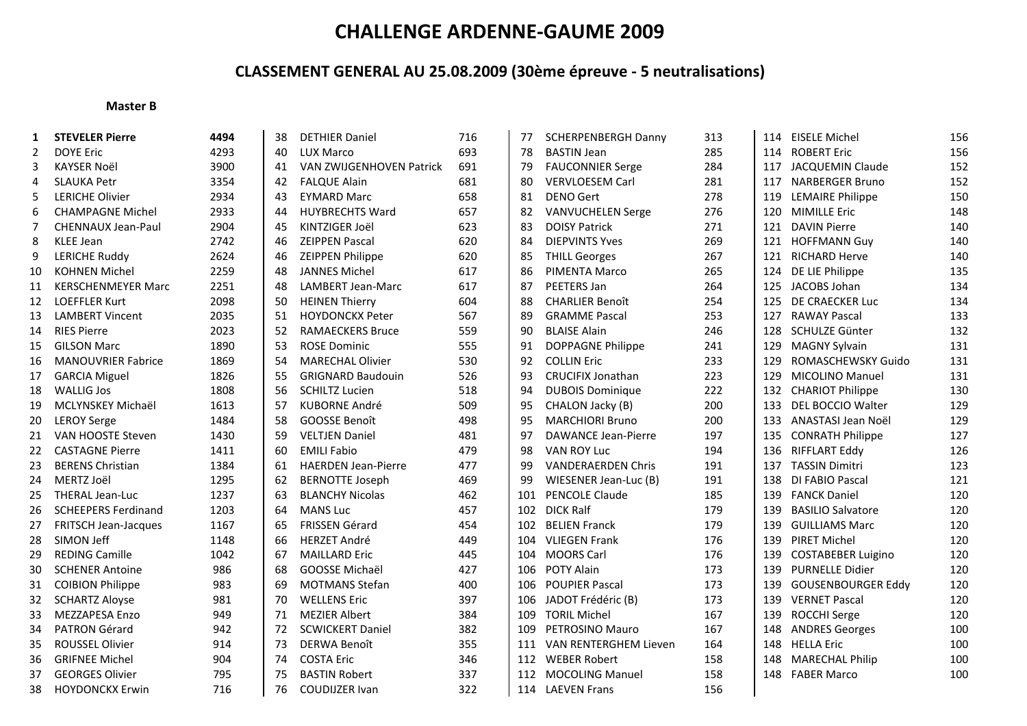# CHALLENGE ARDENNE-GAUME 2009

## CLASSEMENT GENERAL AU 25.08.2009 (30ème épreuve - 5 neutralisations)

**Master B**

| Rang | Nom | Points |
|---|---|---|
| **1** | **STEVELER Pierre** | **4494** |
| 2 | DOYE Eric | 4293 |
| 3 | KAYSER Noël | 3900 |
| 4 | SLAUKA Petr | 3354 |
| 5 | LERICHE Olivier | 2934 |
| 6 | CHAMPAGNE Michel | 2933 |
| 7 | CHENNAUX Jean-Paul | 2904 |
| 8 | KLEE Jean | 2742 |
| 9 | LERICHE Ruddy | 2624 |
| 10 | KOHNEN Michel | 2259 |
| 11 | KERSCHENMEYER Marc | 2251 |
| 12 | LOEFFLER Kurt | 2098 |
| 13 | LAMBERT Vincent | 2035 |
| 14 | RIES Pierre | 2023 |
| 15 | GILSON Marc | 1890 |
| 16 | MANOUVRIER Fabrice | 1869 |
| 17 | GARCIA Miguel | 1826 |
| 18 | WALLIG Jos | 1808 |
| 19 | MCLYNSKEY Michaël | 1613 |
| 20 | LEROY Serge | 1484 |
| 21 | VAN HOOSTE Steven | 1430 |
| 22 | CASTAGNE Pierre | 1411 |
| 23 | BERENS Christian | 1384 |
| 24 | MERTZ Joël | 1295 |
| 25 | THERAL Jean-Luc | 1237 |
| 26 | SCHEEPERS Ferdinand | 1203 |
| 27 | FRITSCH Jean-Jacques | 1167 |
| 28 | SIMON Jeff | 1148 |
| 29 | REDING Camille | 1042 |
| 30 | SCHENER Antoine | 986 |
| 31 | COIBION Philippe | 983 |
| 32 | SCHARTZ Aloyse | 981 |
| 33 | MEZZAPESA Enzo | 949 |
| 34 | PATRON Gérard | 942 |
| 35 | ROUSSEL Olivier | 914 |
| 36 | GRIFNEE Michel | 904 |
| 37 | GEORGES Olivier | 795 |
| 38 | HOYDONCKX Erwin | 716 |
| 38 | DETHIER Daniel | 716 |
| 40 | LUX Marco | 693 |
| 41 | VAN ZWIJGENHOVEN Patrick | 691 |
| 42 | FALQUE Alain | 681 |
| 43 | EYMARD Marc | 658 |
| 44 | HUYBRECHTS Ward | 657 |
| 45 | KINTZIGER Joël | 623 |
| 46 | ZEIPPEN Pascal | 620 |
| 46 | ZEIPPEN Philippe | 620 |
| 48 | JANNES Michel | 617 |
| 48 | LAMBERT Jean-Marc | 617 |
| 50 | HEINEN Thierry | 604 |
| 51 | HOYDONCKX Peter | 567 |
| 52 | RAMAECKERS Bruce | 559 |
| 53 | ROSE Dominic | 555 |
| 54 | MARECHAL Olivier | 530 |
| 55 | GRIGNARD Baudouin | 526 |
| 56 | SCHILTZ Lucien | 518 |
| 57 | KUBORNE André | 509 |
| 58 | GOOSSE Benoît | 498 |
| 59 | VELTJEN Daniel | 481 |
| 60 | EMILI Fabio | 479 |
| 61 | HAERDEN Jean-Pierre | 477 |
| 62 | BERNOTTE Joseph | 469 |
| 63 | BLANCHY Nicolas | 462 |
| 64 | MANS Luc | 457 |
| 65 | FRISSEN Gérard | 454 |
| 66 | HERZET André | 449 |
| 67 | MAILLARD Eric | 445 |
| 68 | GOOSSE Michaël | 427 |
| 69 | MOTMANS Stefan | 400 |
| 70 | WELLENS Eric | 397 |
| 71 | MEZIER Albert | 384 |
| 72 | SCWICKERT Daniel | 382 |
| 73 | DERWA Benoît | 355 |
| 74 | COSTA Eric | 346 |
| 75 | BASTIN Robert | 337 |
| 76 | COUDIJZER Ivan | 322 |
| 77 | SCHERPENBERGH Danny | 313 |
| 78 | BASTIN Jean | 285 |
| 79 | FAUCONNIER Serge | 284 |
| 80 | VERVLOESEM Carl | 281 |
| 81 | DENO Gert | 278 |
| 82 | VANVUCHELEN Serge | 276 |
| 83 | DOISY Patrick | 271 |
| 84 | DIEPVINTS Yves | 269 |
| 85 | THILL Georges | 267 |
| 86 | PIMENTA Marco | 265 |
| 87 | PEETERS Jan | 264 |
| 88 | CHARLIER Benoît | 254 |
| 89 | GRAMME Pascal | 253 |
| 90 | BLAISE Alain | 246 |
| 91 | DOPPAGNE Philippe | 241 |
| 92 | COLLIN Eric | 233 |
| 93 | CRUCIFIX Jonathan | 223 |
| 94 | DUBOIS Dominique | 222 |
| 95 | CHALON Jacky (B) | 200 |
| 95 | MARCHIORI Bruno | 200 |
| 97 | DAWANCE Jean-Pierre | 197 |
| 98 | VAN ROY Luc | 194 |
| 99 | VANDERAERDEN Chris | 191 |
| 99 | WIESENER Jean-Luc (B) | 191 |
| 101 | PENCOLE Claude | 185 |
| 102 | DICK Ralf | 179 |
| 102 | BELIEN Franck | 179 |
| 104 | VLIEGEN Frank | 176 |
| 104 | MOORS Carl | 176 |
| 106 | POTY Alain | 173 |
| 106 | POUPIER Pascal | 173 |
| 106 | JADOT Frédéric (B) | 173 |
| 109 | TORIL Michel | 167 |
| 109 | PETROSINO Mauro | 167 |
| 111 | VAN RENTERGHEM Lieven | 164 |
| 112 | WEBER Robert | 158 |
| 112 | MOCOLING Manuel | 158 |
| 114 | LAEVEN Frans | 156 |
| 114 | EISELE Michel | 156 |
| 114 | ROBERT Eric | 156 |
| 117 | JACQUEMIN Claude | 152 |
| 117 | NARBERGER Bruno | 152 |
| 119 | LEMAIRE Philippe | 150 |
| 120 | MIMILLE Eric | 148 |
| 121 | DAVIN Pierre | 140 |
| 121 | HOFFMANN Guy | 140 |
| 121 | RICHARD Herve | 140 |
| 124 | DE LIE Philippe | 135 |
| 125 | JACOBS Johan | 134 |
| 125 | DE CRAECKER Luc | 134 |
| 127 | RAWAY Pascal | 133 |
| 128 | SCHULZE Günter | 132 |
| 129 | MAGNY Sylvain | 131 |
| 129 | ROMASCHEWSKY Guido | 131 |
| 129 | MICOLINO Manuel | 131 |
| 132 | CHARIOT Philippe | 130 |
| 133 | DEL BOCCIO Walter | 129 |
| 133 | ANASTASI Jean Noël | 129 |
| 135 | CONRATH Philippe | 127 |
| 136 | RIFFLART Eddy | 126 |
| 137 | TASSIN Dimitri | 123 |
| 138 | DI FABIO Pascal | 121 |
| 139 | FANCK Daniel | 120 |
| 139 | BASILIO Salvatore | 120 |
| 139 | GUILLIAMS Marc | 120 |
| 139 | PIRET Michel | 120 |
| 139 | COSTABEBER Luigino | 120 |
| 139 | PURNELLE Didier | 120 |
| 139 | GOUSENBOURGER Eddy | 120 |
| 139 | VERNET Pascal | 120 |
| 139 | ROCCHI Serge | 120 |
| 148 | ANDRES Georges | 100 |
| 148 | HELLA Eric | 100 |
| 148 | MARECHAL Philip | 100 |
| 148 | FABER Marco | 100 |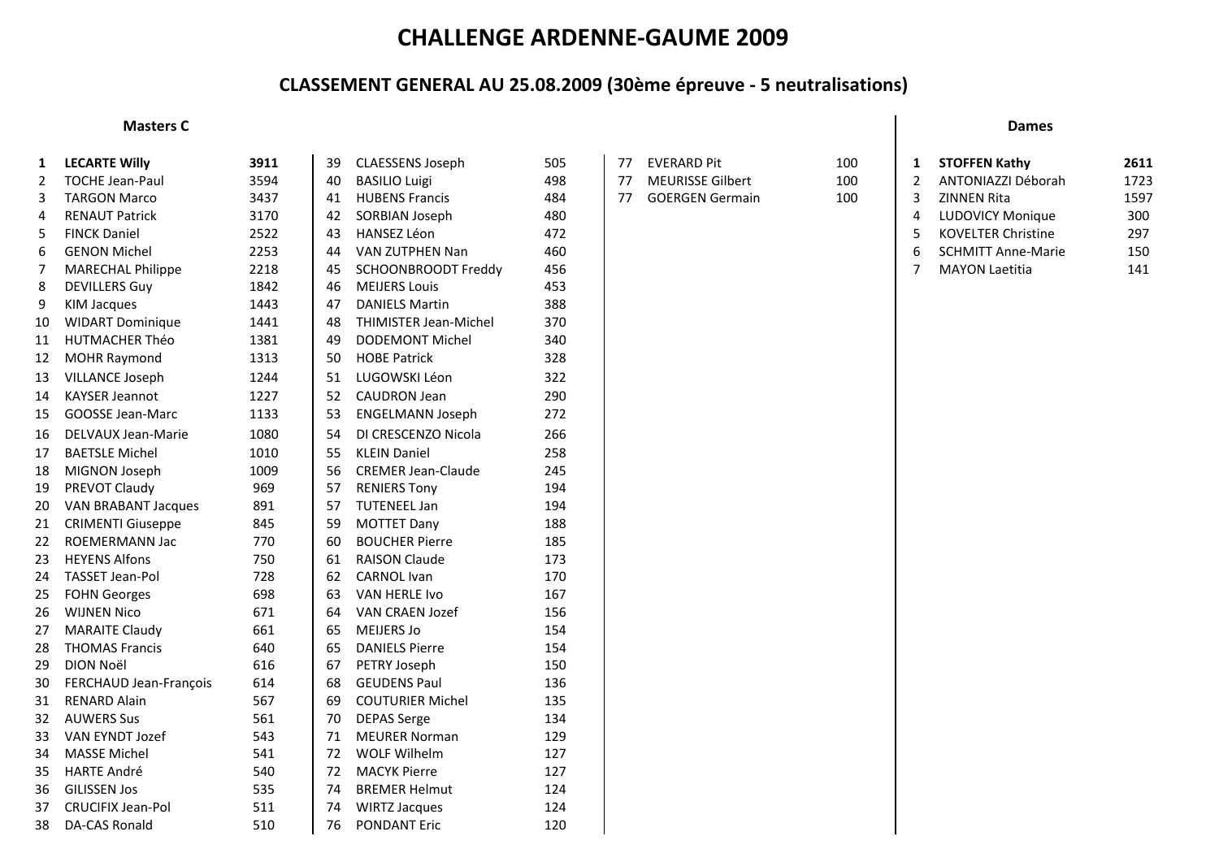# CHALLENGE ARDENNE-GAUME 2009

## CLASSEMENT GENERAL AU 25.08.2009 (30ème épreuve - 5 neutralisations)

### Masters C

| | | |
|---|---|---|
| **1** | **LECARTE Willy** | **3911** |
| 2 | TOCHE Jean-Paul | 3594 |
| 3 | TARGON Marco | 3437 |
| 4 | RENAUT Patrick | 3170 |
| 5 | FINCK Daniel | 2522 |
| 6 | GENON Michel | 2253 |
| 7 | MARECHAL Philippe | 2218 |
| 8 | DEVILLERS Guy | 1842 |
| 9 | KIM Jacques | 1443 |
| 10 | WIDART Dominique | 1441 |
| 11 | HUTMACHER Théo | 1381 |
| 12 | MOHR Raymond | 1313 |
| 13 | VILLANCE Joseph | 1244 |
| 14 | KAYSER Jeannot | 1227 |
| 15 | GOOSSE Jean-Marc | 1133 |
| 16 | DELVAUX Jean-Marie | 1080 |
| 17 | BAETSLE Michel | 1010 |
| 18 | MIGNON Joseph | 1009 |
| 19 | PREVOT Claudy | 969 |
| 20 | VAN BRABANT Jacques | 891 |
| 21 | CRIMENTI Giuseppe | 845 |
| 22 | ROEMERMANN Jac | 770 |
| 23 | HEYENS Alfons | 750 |
| 24 | TASSET Jean-Pol | 728 |
| 25 | FOHN Georges | 698 |
| 26 | WIJNEN Nico | 671 |
| 27 | MARAITE Claudy | 661 |
| 28 | THOMAS Francis | 640 |
| 29 | DION Noël | 616 |
| 30 | FERCHAUD Jean-François | 614 |
| 31 | RENARD Alain | 567 |
| 32 | AUWERS Sus | 561 |
| 33 | VAN EYNDT Jozef | 543 |
| 34 | MASSE Michel | 541 |
| 35 | HARTE André | 540 |
| 36 | GILISSEN Jos | 535 |
| 37 | CRUCIFIX Jean-Pol | 511 |
| 38 | DA-CAS Ronald | 510 |
| 39 | CLAESSENS Joseph | 505 |
| 40 | BASILIO Luigi | 498 |
| 41 | HUBENS Francis | 484 |
| 42 | SORBIAN Joseph | 480 |
| 43 | HANSEZ Léon | 472 |
| 44 | VAN ZUTPHEN Nan | 460 |
| 45 | SCHOONBROODT Freddy | 456 |
| 46 | MEIJERS Louis | 453 |
| 47 | DANIELS Martin | 388 |
| 48 | THIMISTER Jean-Michel | 370 |
| 49 | DODEMONT Michel | 340 |
| 50 | HOBE Patrick | 328 |
| 51 | LUGOWSKI Léon | 322 |
| 52 | CAUDRON Jean | 290 |
| 53 | ENGELMANN Joseph | 272 |
| 54 | DI CRESCENZO Nicola | 266 |
| 55 | KLEIN Daniel | 258 |
| 56 | CREMER Jean-Claude | 245 |
| 57 | RENIERS Tony | 194 |
| 57 | TUTENEEL Jan | 194 |
| 59 | MOTTET Dany | 188 |
| 60 | BOUCHER Pierre | 185 |
| 61 | RAISON Claude | 173 |
| 62 | CARNOL Ivan | 170 |
| 63 | VAN HERLE Ivo | 167 |
| 64 | VAN CRAEN Jozef | 156 |
| 65 | MEIJERS Jo | 154 |
| 65 | DANIELS Pierre | 154 |
| 67 | PETRY Joseph | 150 |
| 68 | GEUDENS Paul | 136 |
| 69 | COUTURIER Michel | 135 |
| 70 | DEPAS Serge | 134 |
| 71 | MEURER Norman | 129 |
| 72 | WOLF Wilhelm | 127 |
| 72 | MACYK Pierre | 127 |
| 74 | BREMER Helmut | 124 |
| 74 | WIRTZ Jacques | 124 |
| 76 | PONDANT Eric | 120 |
| 77 | EVERARD Pit | 100 |
| 77 | MEURISSE Gilbert | 100 |
| 77 | GOERGEN Germain | 100 |

### Dames

| | | |
|---|---|---|
| **1** | **STOFFEN Kathy** | **2611** |
| 2 | ANTONIAZZI Déborah | 1723 |
| 3 | ZINNEN Rita | 1597 |
| 4 | LUDOVICY Monique | 300 |
| 5 | KOVELTER Christine | 297 |
| 6 | SCHMITT Anne-Marie | 150 |
| 7 | MAYON Laetitia | 141 |